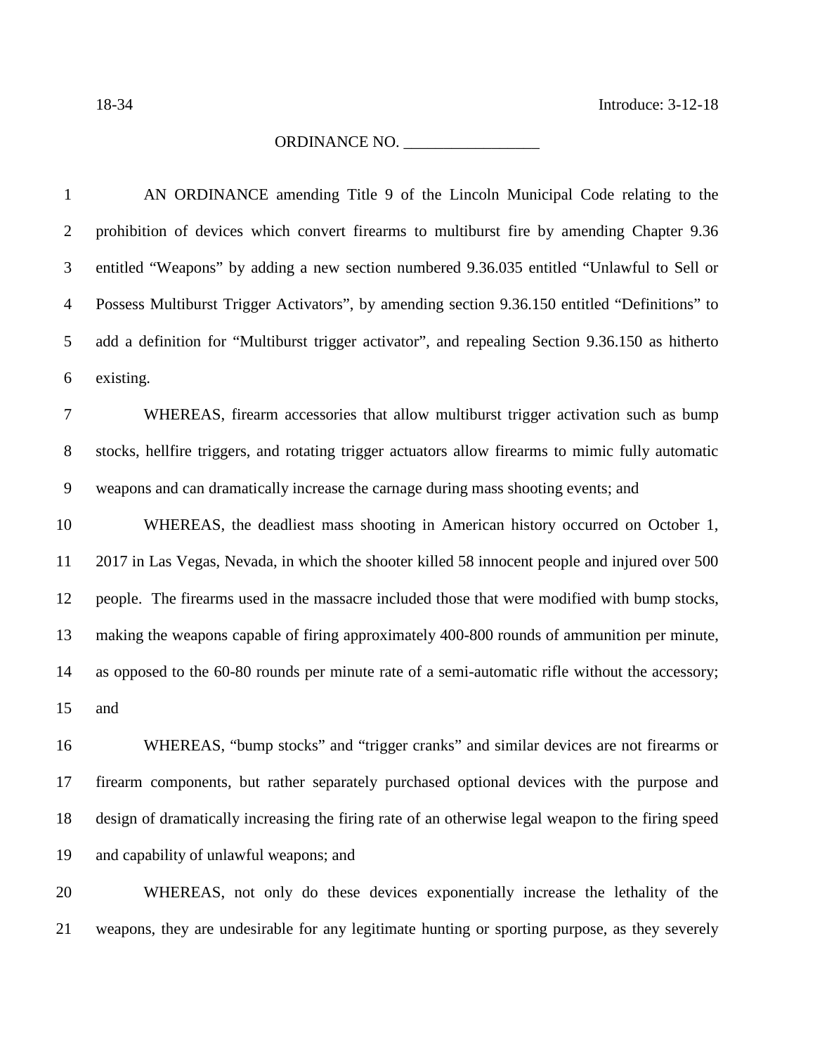18-34 Introduce: 3-12-18

ORDINANCE NO. _________________

AN ORDINANCE amending Title 9 of the Lincoln Municipal Code relating to the prohibition of devices which convert firearms to multiburst fire by amending Chapter 9.36 entitled "Weapons" by adding a new section numbered 9.36.035 entitled "Unlawful to Sell or Possess Multiburst Trigger Activators", by amending section 9.36.150 entitled "Definitions" to add a definition for "Multiburst trigger activator", and repealing Section 9.36.150 as hitherto existing.

WHEREAS, firearm accessories that allow multiburst trigger activation such as bump stocks, hellfire triggers, and rotating trigger actuators allow firearms to mimic fully automatic weapons and can dramatically increase the carnage during mass shooting events; and

WHEREAS, the deadliest mass shooting in American history occurred on October 1, 2017 in Las Vegas, Nevada, in which the shooter killed 58 innocent people and injured over 500 people. The firearms used in the massacre included those that were modified with bump stocks, making the weapons capable of firing approximately 400-800 rounds of ammunition per minute, as opposed to the 60-80 rounds per minute rate of a semi-automatic rifle without the accessory; and

WHEREAS, "bump stocks" and "trigger cranks" and similar devices are not firearms or firearm components, but rather separately purchased optional devices with the purpose and design of dramatically increasing the firing rate of an otherwise legal weapon to the firing speed and capability of unlawful weapons; and

WHEREAS, not only do these devices exponentially increase the lethality of the weapons, they are undesirable for any legitimate hunting or sporting purpose, as they severely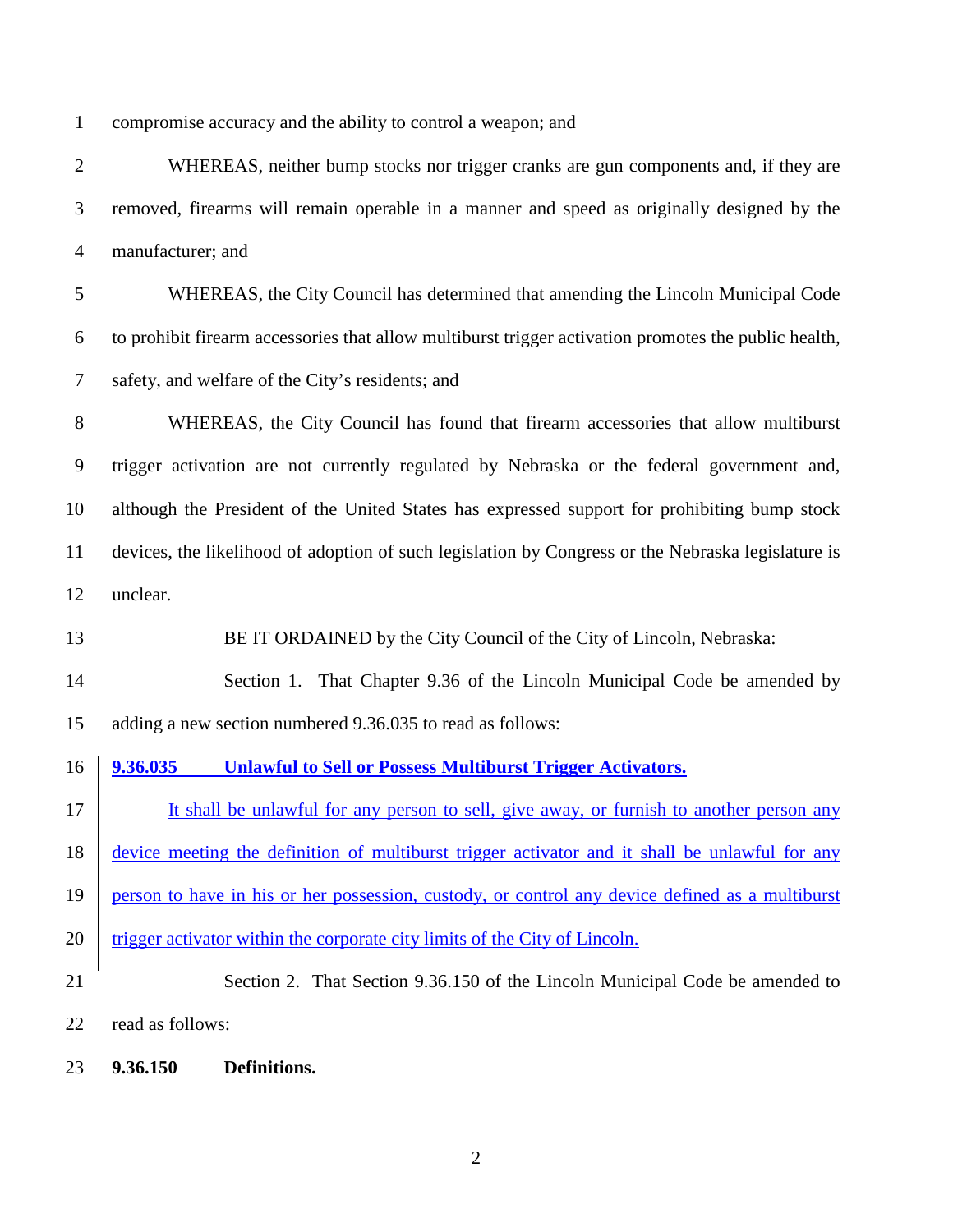compromise accuracy and the ability to control a weapon; and

WHEREAS, neither bump stocks nor trigger cranks are gun components and, if they are removed, firearms will remain operable in a manner and speed as originally designed by the manufacturer; and

WHEREAS, the City Council has determined that amending the Lincoln Municipal Code to prohibit firearm accessories that allow multiburst trigger activation promotes the public health, safety, and welfare of the City's residents; and

WHEREAS, the City Council has found that firearm accessories that allow multiburst trigger activation are not currently regulated by Nebraska or the federal government and, although the President of the United States has expressed support for prohibiting bump stock devices, the likelihood of adoption of such legislation by Congress or the Nebraska legislature is unclear.

BE IT ORDAINED by the City Council of the City of Lincoln, Nebraska:

Section 1. That Chapter 9.36 of the Lincoln Municipal Code be amended by adding a new section numbered 9.36.035 to read as follows:

**9.36.035 Unlawful to Sell or Possess Multiburst Trigger Activators.**

It shall be unlawful for any person to sell, give away, or furnish to another person any device meeting the definition of multiburst trigger activator and it shall be unlawful for any person to have in his or her possession, custody, or control any device defined as a multiburst trigger activator within the corporate city limits of the City of Lincoln.

Section 2. That Section 9.36.150 of the Lincoln Municipal Code be amended to read as follows:

**9.36.150 Definitions.**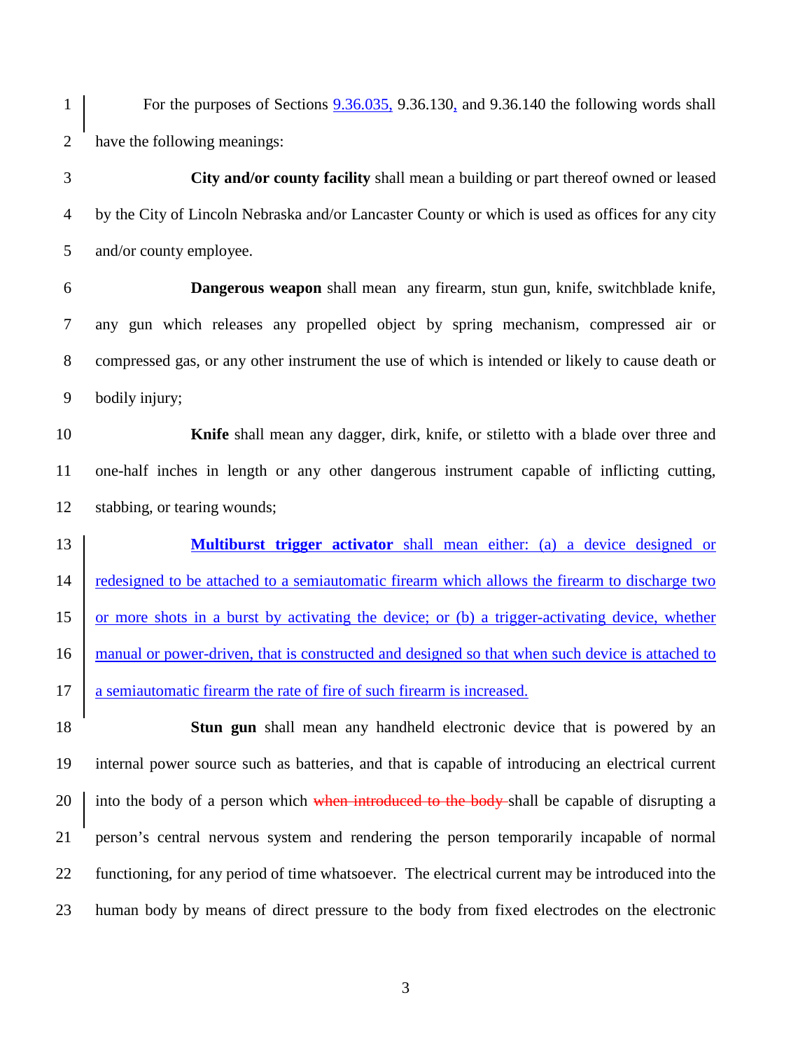For the purposes of Sections 9.36.035, 9.36.130, and 9.36.140 the following words shall have the following meanings:

**City and/or county facility** shall mean a building or part thereof owned or leased by the City of Lincoln Nebraska and/or Lancaster County or which is used as offices for any city and/or county employee.

**Dangerous weapon** shall mean any firearm, stun gun, knife, switchblade knife, any gun which releases any propelled object by spring mechanism, compressed air or compressed gas, or any other instrument the use of which is intended or likely to cause death or bodily injury;

**Knife** shall mean any dagger, dirk, knife, or stiletto with a blade over three and one-half inches in length or any other dangerous instrument capable of inflicting cutting, stabbing, or tearing wounds;

**Multiburst trigger activator** shall mean either: (a) a device designed or redesigned to be attached to a semiautomatic firearm which allows the firearm to discharge two or more shots in a burst by activating the device; or (b) a trigger-activating device, whether manual or power-driven, that is constructed and designed so that when such device is attached to a semiautomatic firearm the rate of fire of such firearm is increased.

**Stun gun** shall mean any handheld electronic device that is powered by an internal power source such as batteries, and that is capable of introducing an electrical current into the body of a person which ~~when introduced to the body~~ shall be capable of disrupting a person's central nervous system and rendering the person temporarily incapable of normal functioning, for any period of time whatsoever. The electrical current may be introduced into the human body by means of direct pressure to the body from fixed electrodes on the electronic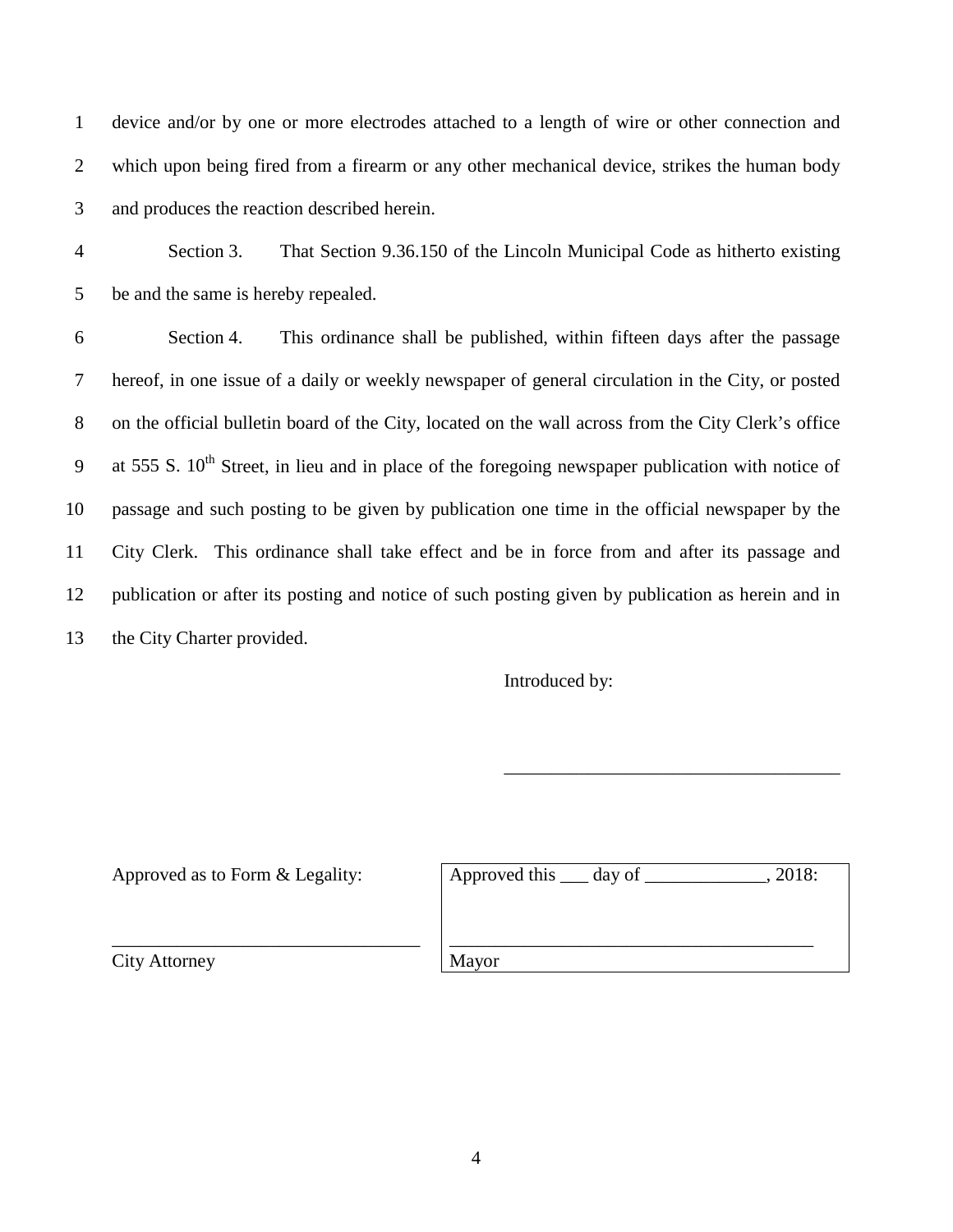device and/or by one or more electrodes attached to a length of wire or other connection and which upon being fired from a firearm or any other mechanical device, strikes the human body and produces the reaction described herein.

Section 3. That Section 9.36.150 of the Lincoln Municipal Code as hitherto existing be and the same is hereby repealed.

Section 4. This ordinance shall be published, within fifteen days after the passage hereof, in one issue of a daily or weekly newspaper of general circulation in the City, or posted on the official bulletin board of the City, located on the wall across from the City Clerk's office at 555 S. 10th Street, in lieu and in place of the foregoing newspaper publication with notice of passage and such posting to be given by publication one time in the official newspaper by the City Clerk. This ordinance shall take effect and be in force from and after its passage and publication or after its posting and notice of such posting given by publication as herein and in the City Charter provided.

Introduced by:

\_\_\_\_\_\_\_\_\_\_\_\_\_\_\_\_\_\_\_\_\_\_\_\_\_\_\_\_\_\_\_\_\_\_\_\_

Approved as to Form & Legality:

\_\_\_\_\_\_\_\_\_\_\_\_\_\_\_\_\_\_\_\_\_\_\_\_\_\_\_\_\_\_\_\_\_\_
City Attorney

Approved this \_\_\_ day of \_\_\_\_\_\_\_\_\_\_\_\_\_, 2018:

\_\_\_\_\_\_\_\_\_\_\_\_\_\_\_\_\_\_\_\_\_\_\_\_\_\_\_\_\_\_\_\_\_\_\_\_\_\_\_\_
Mayor